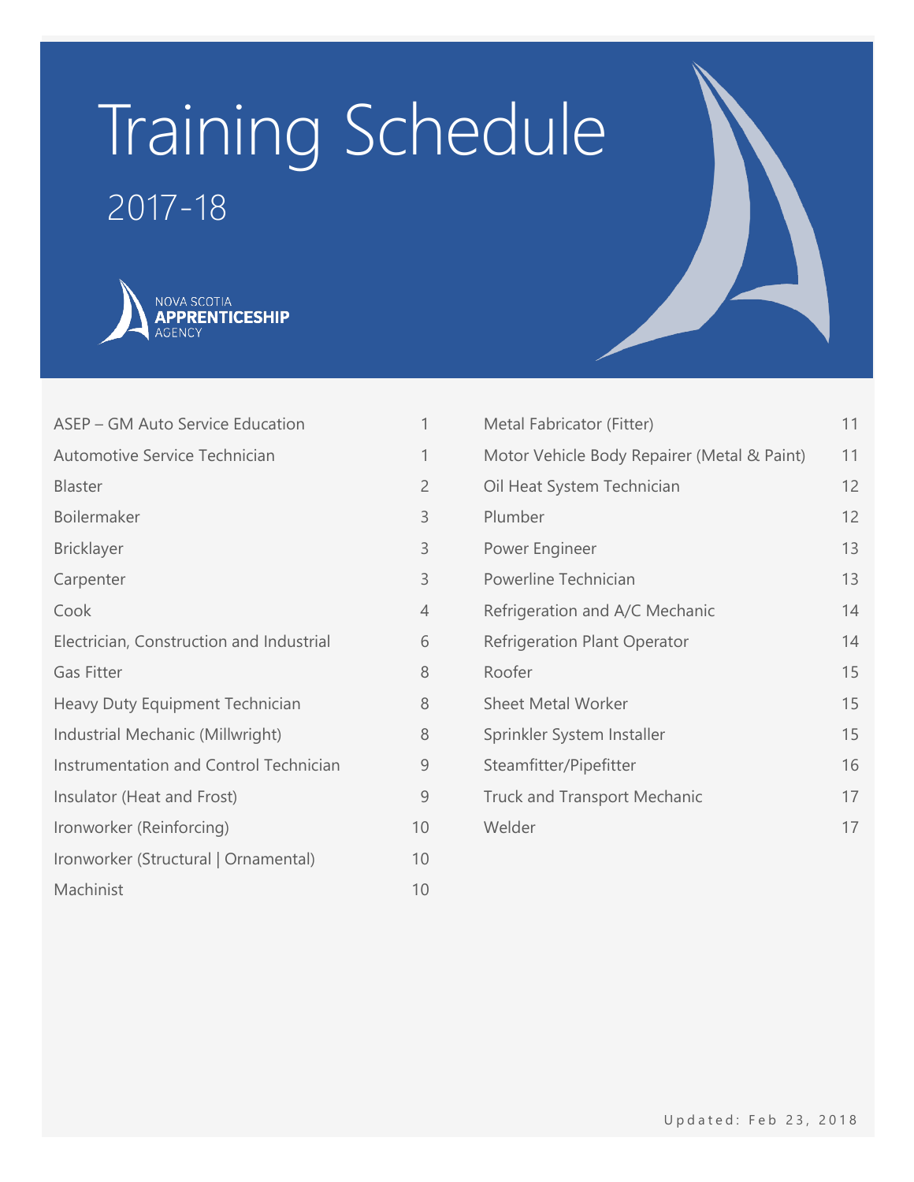# Training Schedule

## 2017-18

NOVA SCOTIA
**APPRENTICESHIP**
AGENCY

| | |
|---|---|
| ASEP – GM Auto Service Education | 1 |
| Automotive Service Technician | 1 |
| Blaster | 2 |
| Boilermaker | 3 |
| Bricklayer | 3 |
| Carpenter | 3 |
| Cook | 4 |
| Electrician, Construction and Industrial | 6 |
| Gas Fitter | 8 |
| Heavy Duty Equipment Technician | 8 |
| Industrial Mechanic (Millwright) | 8 |
| Instrumentation and Control Technician | 9 |
| Insulator (Heat and Frost) | 9 |
| Ironworker (Reinforcing) | 10 |
| Ironworker (Structural \| Ornamental) | 10 |
| Machinist | 10 |
| Metal Fabricator (Fitter) | 11 |
| Motor Vehicle Body Repairer (Metal & Paint) | 11 |
| Oil Heat System Technician | 12 |
| Plumber | 12 |
| Power Engineer | 13 |
| Powerline Technician | 13 |
| Refrigeration and A/C Mechanic | 14 |
| Refrigeration Plant Operator | 14 |
| Roofer | 15 |
| Sheet Metal Worker | 15 |
| Sprinkler System Installer | 15 |
| Steamfitter/Pipefitter | 16 |
| Truck and Transport Mechanic | 17 |
| Welder | 17 |

Updated: Feb 23, 2018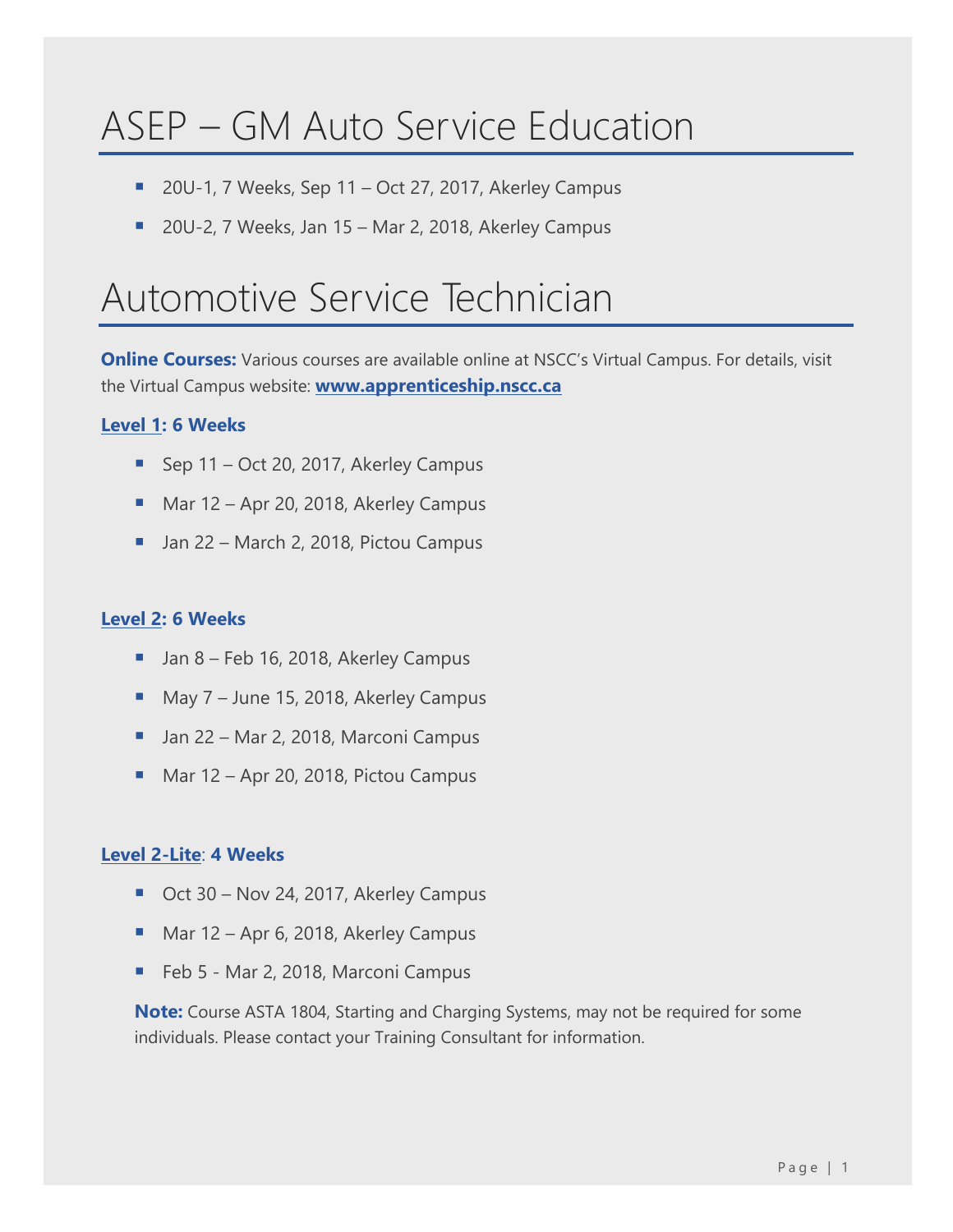# ASEP – GM Auto Service Education

- 20U-1, 7 Weeks, Sep 11 – Oct 27, 2017, Akerley Campus
- 20U-2, 7 Weeks, Jan 15 – Mar 2, 2018, Akerley Campus

# Automotive Service Technician

**Online Courses:** Various courses are available online at NSCC's Virtual Campus. For details, visit the Virtual Campus website: **www.apprenticeship.nscc.ca**

### Level 1: 6 Weeks

- Sep 11 – Oct 20, 2017, Akerley Campus
- Mar 12 – Apr 20, 2018, Akerley Campus
- Jan 22 – March 2, 2018, Pictou Campus

### Level 2: 6 Weeks

- Jan 8 – Feb 16, 2018, Akerley Campus
- May 7 – June 15, 2018, Akerley Campus
- Jan 22 – Mar 2, 2018, Marconi Campus
- Mar 12 – Apr 20, 2018, Pictou Campus

### Level 2-Lite: 4 Weeks

- Oct 30 – Nov 24, 2017, Akerley Campus
- Mar 12 – Apr 6, 2018, Akerley Campus
- Feb 5 - Mar 2, 2018, Marconi Campus

**Note:** Course ASTA 1804, Starting and Charging Systems, may not be required for some individuals. Please contact your Training Consultant for information.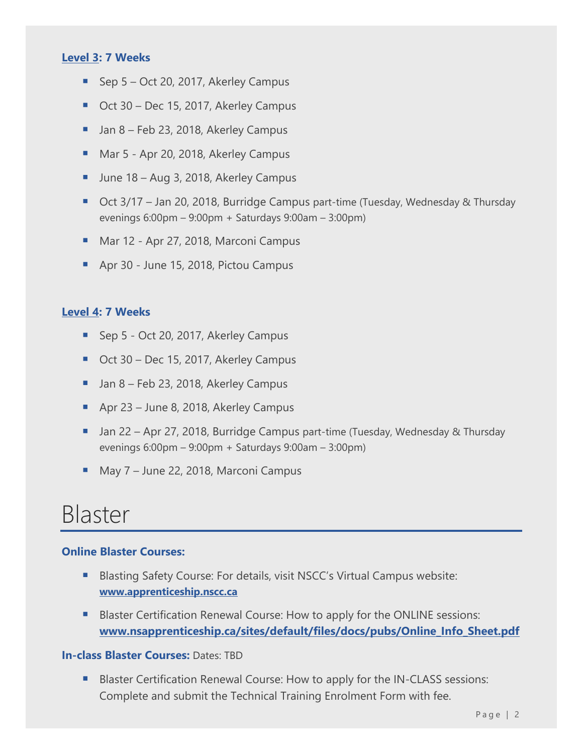**Level 3: 7 Weeks**

- Sep 5 – Oct 20, 2017, Akerley Campus
- Oct 30 – Dec 15, 2017, Akerley Campus
- Jan 8 – Feb 23, 2018, Akerley Campus
- Mar 5 - Apr 20, 2018, Akerley Campus
- June 18 – Aug 3, 2018, Akerley Campus
- Oct 3/17 – Jan 20, 2018, Burridge Campus part-time (Tuesday, Wednesday & Thursday evenings 6:00pm – 9:00pm + Saturdays 9:00am – 3:00pm)
- Mar 12 - Apr 27, 2018, Marconi Campus
- Apr 30 - June 15, 2018, Pictou Campus

**Level 4: 7 Weeks**

- Sep 5 - Oct 20, 2017, Akerley Campus
- Oct 30 – Dec 15, 2017, Akerley Campus
- Jan 8 – Feb 23, 2018, Akerley Campus
- Apr 23 – June 8, 2018, Akerley Campus
- Jan 22 – Apr 27, 2018, Burridge Campus part-time (Tuesday, Wednesday & Thursday evenings 6:00pm – 9:00pm + Saturdays 9:00am – 3:00pm)
- May 7 – June 22, 2018, Marconi Campus

# Blaster

**Online Blaster Courses:**

- Blasting Safety Course: For details, visit NSCC's Virtual Campus website: **www.apprenticeship.nscc.ca**
- Blaster Certification Renewal Course: How to apply for the ONLINE sessions: **www.nsapprenticeship.ca/sites/default/files/docs/pubs/Online_Info_Sheet.pdf**

**In-class Blaster Courses:** Dates: TBD

- Blaster Certification Renewal Course: How to apply for the IN-CLASS sessions: Complete and submit the Technical Training Enrolment Form with fee.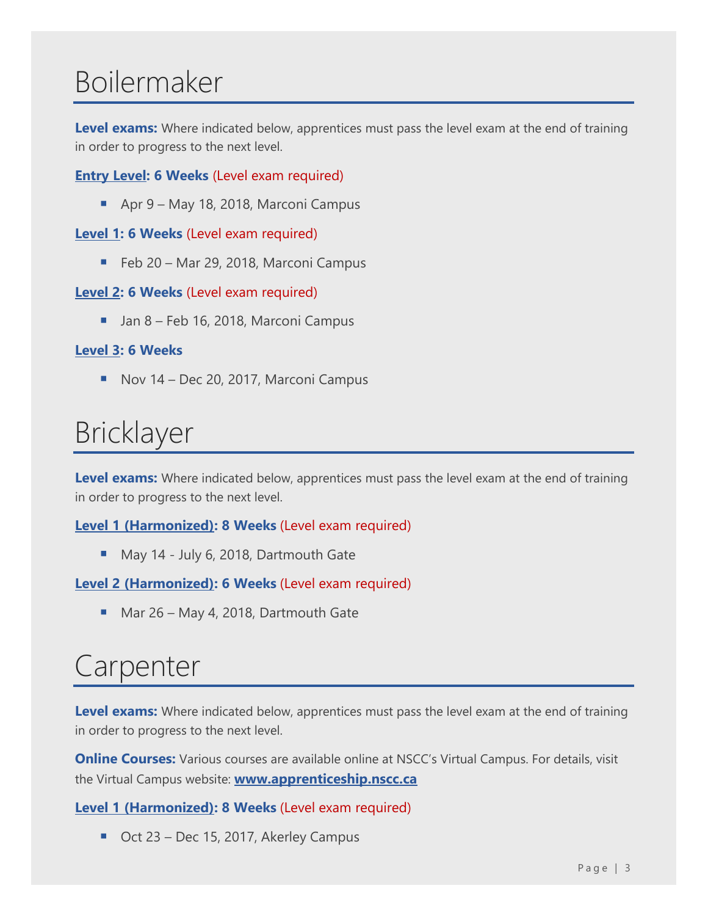# Boilermaker

**Level exams:** Where indicated below, apprentices must pass the level exam at the end of training in order to progress to the next level.

**Entry Level: 6 Weeks** (Level exam required)

- Apr 9 – May 18, 2018, Marconi Campus

**Level 1: 6 Weeks** (Level exam required)

- Feb 20 – Mar 29, 2018, Marconi Campus

**Level 2: 6 Weeks** (Level exam required)

- Jan 8 – Feb 16, 2018, Marconi Campus

**Level 3: 6 Weeks**

- Nov 14 – Dec 20, 2017, Marconi Campus

# Bricklayer

**Level exams:** Where indicated below, apprentices must pass the level exam at the end of training in order to progress to the next level.

**Level 1 (Harmonized): 8 Weeks** (Level exam required)

- May 14 - July 6, 2018, Dartmouth Gate

**Level 2 (Harmonized): 6 Weeks** (Level exam required)

- Mar 26 – May 4, 2018, Dartmouth Gate

# Carpenter

**Level exams:** Where indicated below, apprentices must pass the level exam at the end of training in order to progress to the next level.

**Online Courses:** Various courses are available online at NSCC's Virtual Campus. For details, visit the Virtual Campus website: **www.apprenticeship.nscc.ca**

**Level 1 (Harmonized): 8 Weeks** (Level exam required)

- Oct 23 – Dec 15, 2017, Akerley Campus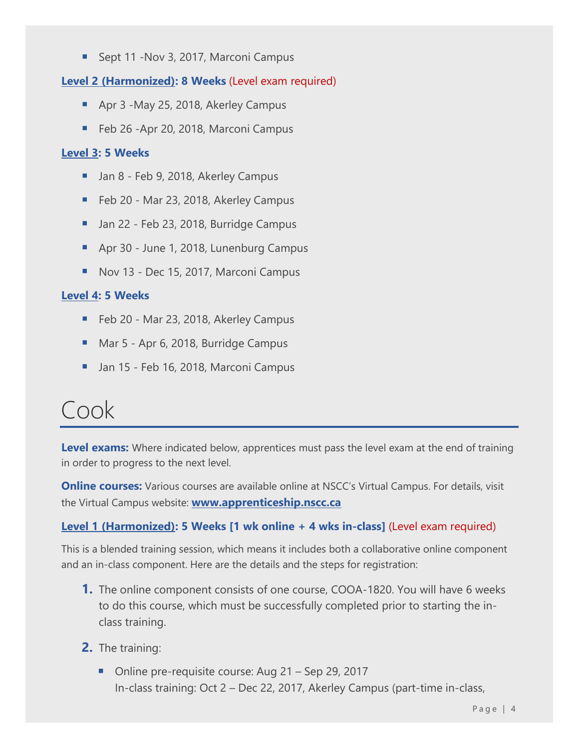- Sept 11 -Nov 3, 2017, Marconi Campus

**Level 2 (Harmonized): 8 Weeks** (Level exam required)

- Apr 3 -May 25, 2018, Akerley Campus
- Feb 26 -Apr 20, 2018, Marconi Campus

**Level 3: 5 Weeks**

- Jan 8 - Feb 9, 2018, Akerley Campus
- Feb 20 - Mar 23, 2018, Akerley Campus
- Jan 22 - Feb 23, 2018, Burridge Campus
- Apr 30 - June 1, 2018, Lunenburg Campus
- Nov 13 - Dec 15, 2017, Marconi Campus

**Level 4: 5 Weeks**

- Feb 20 - Mar 23, 2018, Akerley Campus
- Mar 5 - Apr 6, 2018, Burridge Campus
- Jan 15 - Feb 16, 2018, Marconi Campus

# Cook

**Level exams:** Where indicated below, apprentices must pass the level exam at the end of training in order to progress to the next level.

**Online courses:** Various courses are available online at NSCC's Virtual Campus. For details, visit the Virtual Campus website: **www.apprenticeship.nscc.ca**

**Level 1 (Harmonized): 5 Weeks [1 wk online + 4 wks in-class]** (Level exam required)

This is a blended training session, which means it includes both a collaborative online component and an in-class component. Here are the details and the steps for registration:

1. The online component consists of one course, COOA-1820. You will have 6 weeks to do this course, which must be successfully completed prior to starting the in-class training.
2. The training:
   - Online pre-requisite course: Aug 21 – Sep 29, 2017
     In-class training: Oct 2 – Dec 22, 2017, Akerley Campus (part-time in-class,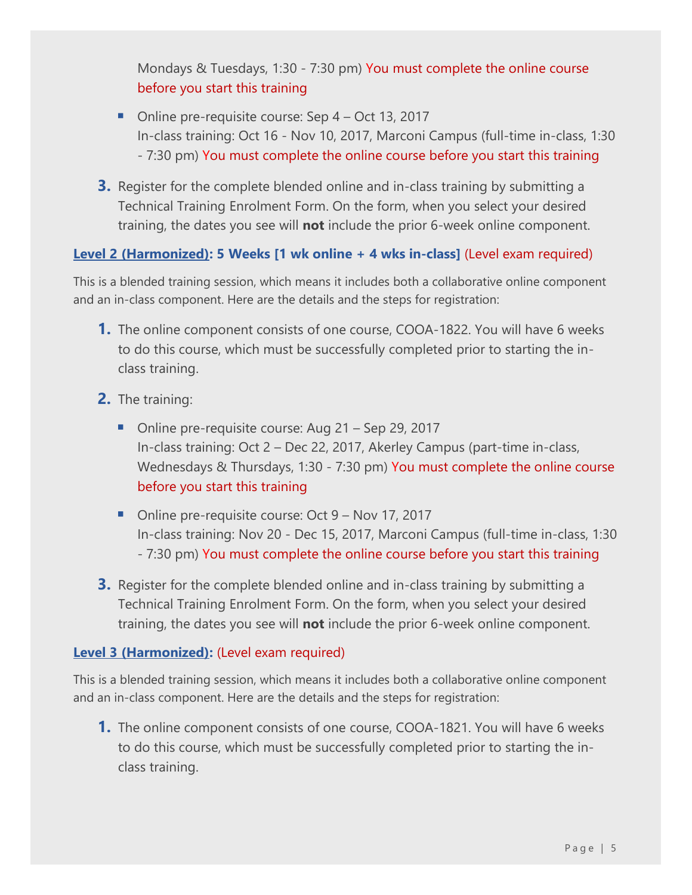Mondays & Tuesdays, 1:30 - 7:30 pm) You must complete the online course before you start this training

- Online pre-requisite course: Sep 4 – Oct 13, 2017
  In-class training: Oct 16 - Nov 10, 2017, Marconi Campus (full-time in-class, 1:30 - 7:30 pm) You must complete the online course before you start this training

3. Register for the complete blended online and in-class training by submitting a Technical Training Enrolment Form. On the form, when you select your desired training, the dates you see will **not** include the prior 6-week online component.

**Level 2 (Harmonized): 5 Weeks [1 wk online + 4 wks in-class]** (Level exam required)

This is a blended training session, which means it includes both a collaborative online component and an in-class component. Here are the details and the steps for registration:

1. The online component consists of one course, COOA-1822. You will have 6 weeks to do this course, which must be successfully completed prior to starting the in-class training.
2. The training:
   - Online pre-requisite course: Aug 21 – Sep 29, 2017
     In-class training: Oct 2 – Dec 22, 2017, Akerley Campus (part-time in-class, Wednesdays & Thursdays, 1:30 - 7:30 pm) You must complete the online course before you start this training
   - Online pre-requisite course: Oct 9 – Nov 17, 2017
     In-class training: Nov 20 - Dec 15, 2017, Marconi Campus (full-time in-class, 1:30 - 7:30 pm) You must complete the online course before you start this training
3. Register for the complete blended online and in-class training by submitting a Technical Training Enrolment Form. On the form, when you select your desired training, the dates you see will **not** include the prior 6-week online component.

**Level 3 (Harmonized):** (Level exam required)

This is a blended training session, which means it includes both a collaborative online component and an in-class component. Here are the details and the steps for registration:

1. The online component consists of one course, COOA-1821. You will have 6 weeks to do this course, which must be successfully completed prior to starting the in-class training.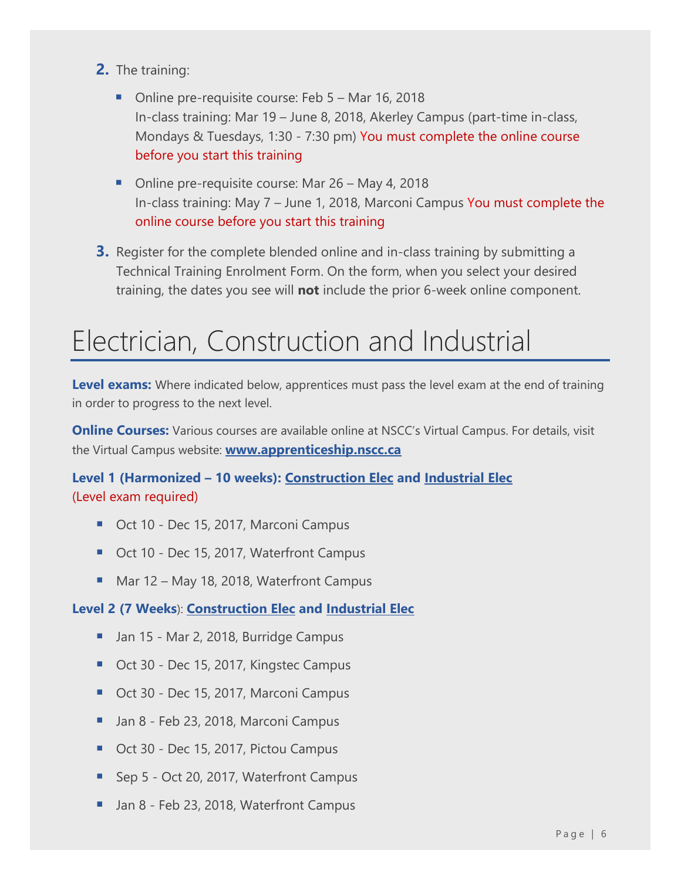2. The training:

   - Online pre-requisite course: Feb 5 – Mar 16, 2018
     In-class training: Mar 19 – June 8, 2018, Akerley Campus (part-time in-class, Mondays & Tuesdays, 1:30 - 7:30 pm) You must complete the online course before you start this training

   - Online pre-requisite course: Mar 26 – May 4, 2018
     In-class training: May 7 – June 1, 2018, Marconi Campus You must complete the online course before you start this training

3. Register for the complete blended online and in-class training by submitting a Technical Training Enrolment Form. On the form, when you select your desired training, the dates you see will **not** include the prior 6-week online component.

# Electrician, Construction and Industrial

**Level exams:** Where indicated below, apprentices must pass the level exam at the end of training in order to progress to the next level.

**Online Courses:** Various courses are available online at NSCC's Virtual Campus. For details, visit the Virtual Campus website: **www.apprenticeship.nscc.ca**

### Level 1 (Harmonized – 10 weeks): Construction Elec and Industrial Elec

(Level exam required)

- Oct 10 - Dec 15, 2017, Marconi Campus
- Oct 10 - Dec 15, 2017, Waterfront Campus
- Mar 12 – May 18, 2018, Waterfront Campus

### Level 2 (7 Weeks): Construction Elec and Industrial Elec

- Jan 15 - Mar 2, 2018, Burridge Campus
- Oct 30 - Dec 15, 2017, Kingstec Campus
- Oct 30 - Dec 15, 2017, Marconi Campus
- Jan 8 - Feb 23, 2018, Marconi Campus
- Oct 30 - Dec 15, 2017, Pictou Campus
- Sep 5 - Oct 20, 2017, Waterfront Campus
- Jan 8 - Feb 23, 2018, Waterfront Campus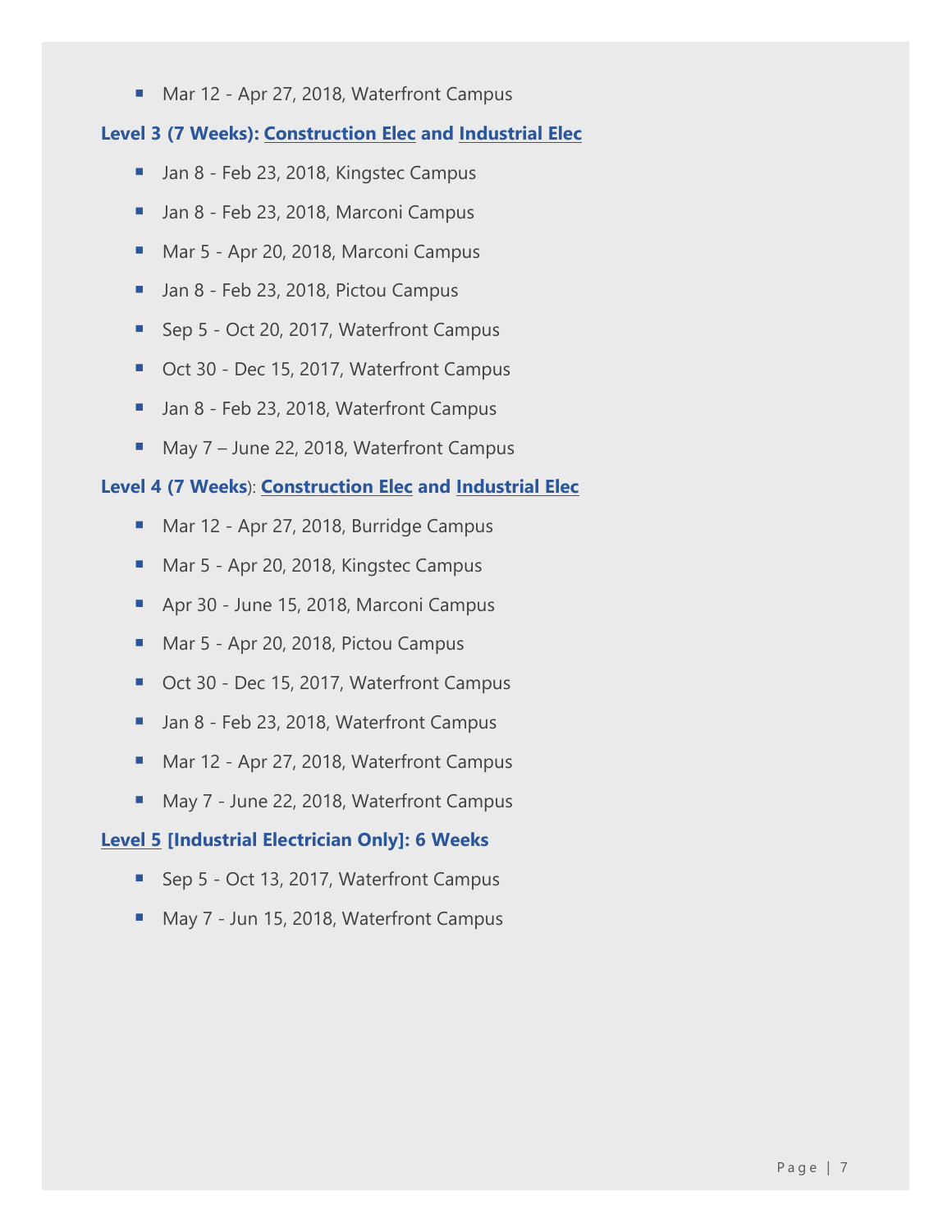- Mar 12 - Apr 27, 2018, Waterfront Campus

**Level 3 (7 Weeks): Construction Elec and Industrial Elec**

- Jan 8 - Feb 23, 2018, Kingstec Campus
- Jan 8 - Feb 23, 2018, Marconi Campus
- Mar 5 - Apr 20, 2018, Marconi Campus
- Jan 8 - Feb 23, 2018, Pictou Campus
- Sep 5 - Oct 20, 2017, Waterfront Campus
- Oct 30 - Dec 15, 2017, Waterfront Campus
- Jan 8 - Feb 23, 2018, Waterfront Campus
- May 7 – June 22, 2018, Waterfront Campus

**Level 4 (7 Weeks): Construction Elec and Industrial Elec**

- Mar 12 - Apr 27, 2018, Burridge Campus
- Mar 5 - Apr 20, 2018, Kingstec Campus
- Apr 30 - June 15, 2018, Marconi Campus
- Mar 5 - Apr 20, 2018, Pictou Campus
- Oct 30 - Dec 15, 2017, Waterfront Campus
- Jan 8 - Feb 23, 2018, Waterfront Campus
- Mar 12 - Apr 27, 2018, Waterfront Campus
- May 7 - June 22, 2018, Waterfront Campus

**Level 5 [Industrial Electrician Only]: 6 Weeks**

- Sep 5 - Oct 13, 2017, Waterfront Campus
- May 7 - Jun 15, 2018, Waterfront Campus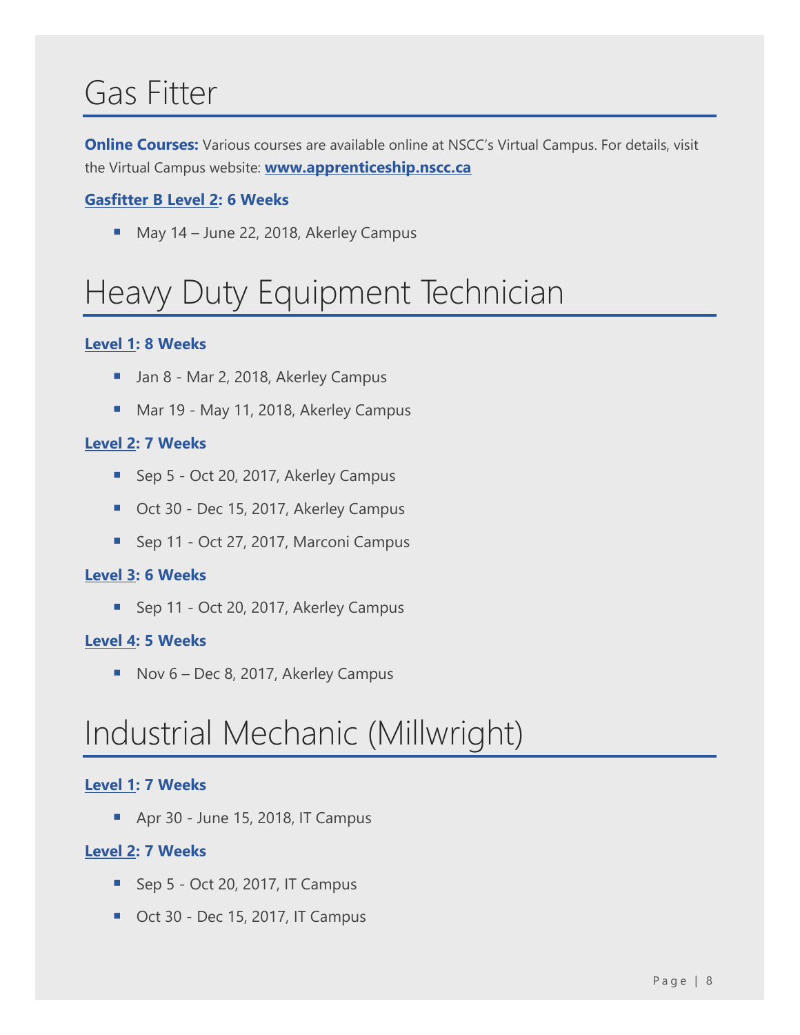# Gas Fitter

**Online Courses:** Various courses are available online at NSCC's Virtual Campus. For details, visit the Virtual Campus website: **www.apprenticeship.nscc.ca**

### Gasfitter B Level 2: 6 Weeks

- May 14 – June 22, 2018, Akerley Campus

# Heavy Duty Equipment Technician

### Level 1: 8 Weeks

- Jan 8 - Mar 2, 2018, Akerley Campus
- Mar 19 - May 11, 2018, Akerley Campus

### Level 2: 7 Weeks

- Sep 5 - Oct 20, 2017, Akerley Campus
- Oct 30 - Dec 15, 2017, Akerley Campus
- Sep 11 - Oct 27, 2017, Marconi Campus

### Level 3: 6 Weeks

- Sep 11 - Oct 20, 2017, Akerley Campus

### Level 4: 5 Weeks

- Nov 6 – Dec 8, 2017, Akerley Campus

# Industrial Mechanic (Millwright)

### Level 1: 7 Weeks

- Apr 30 - June 15, 2018, IT Campus

### Level 2: 7 Weeks

- Sep 5 - Oct 20, 2017, IT Campus
- Oct 30 - Dec 15, 2017, IT Campus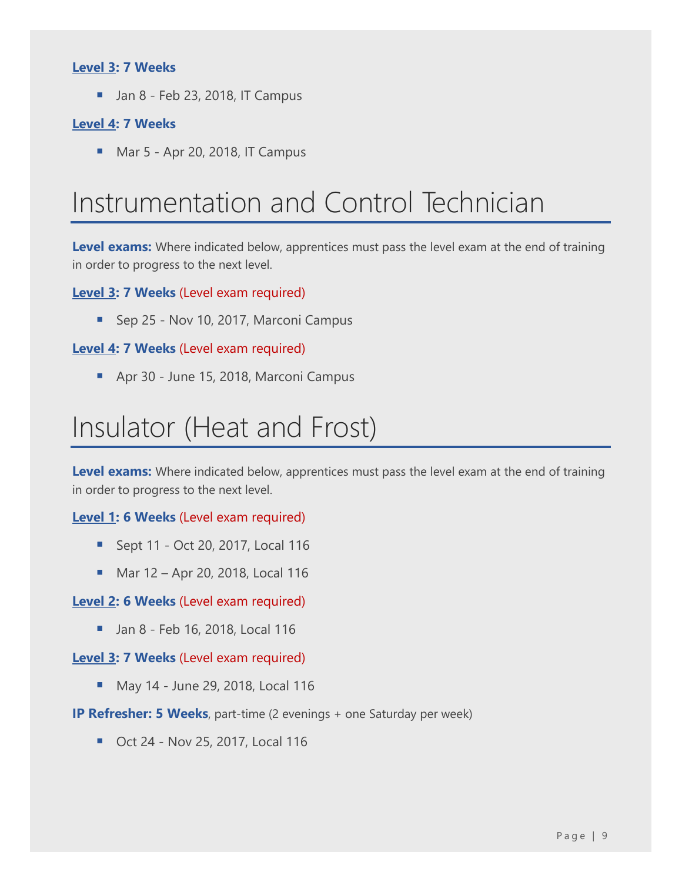**Level 3: 7 Weeks**

- Jan 8 - Feb 23, 2018, IT Campus

**Level 4: 7 Weeks**

- Mar 5 - Apr 20, 2018, IT Campus

# Instrumentation and Control Technician

**Level exams:** Where indicated below, apprentices must pass the level exam at the end of training in order to progress to the next level.

**Level 3: 7 Weeks** (Level exam required)

- Sep 25 - Nov 10, 2017, Marconi Campus

**Level 4: 7 Weeks** (Level exam required)

- Apr 30 - June 15, 2018, Marconi Campus

# Insulator (Heat and Frost)

**Level exams:** Where indicated below, apprentices must pass the level exam at the end of training in order to progress to the next level.

**Level 1: 6 Weeks** (Level exam required)

- Sept 11 - Oct 20, 2017, Local 116
- Mar 12 – Apr 20, 2018, Local 116

**Level 2: 6 Weeks** (Level exam required)

- Jan 8 - Feb 16, 2018, Local 116

**Level 3: 7 Weeks** (Level exam required)

- May 14 - June 29, 2018, Local 116

**IP Refresher: 5 Weeks**, part-time (2 evenings + one Saturday per week)

- Oct 24 - Nov 25, 2017, Local 116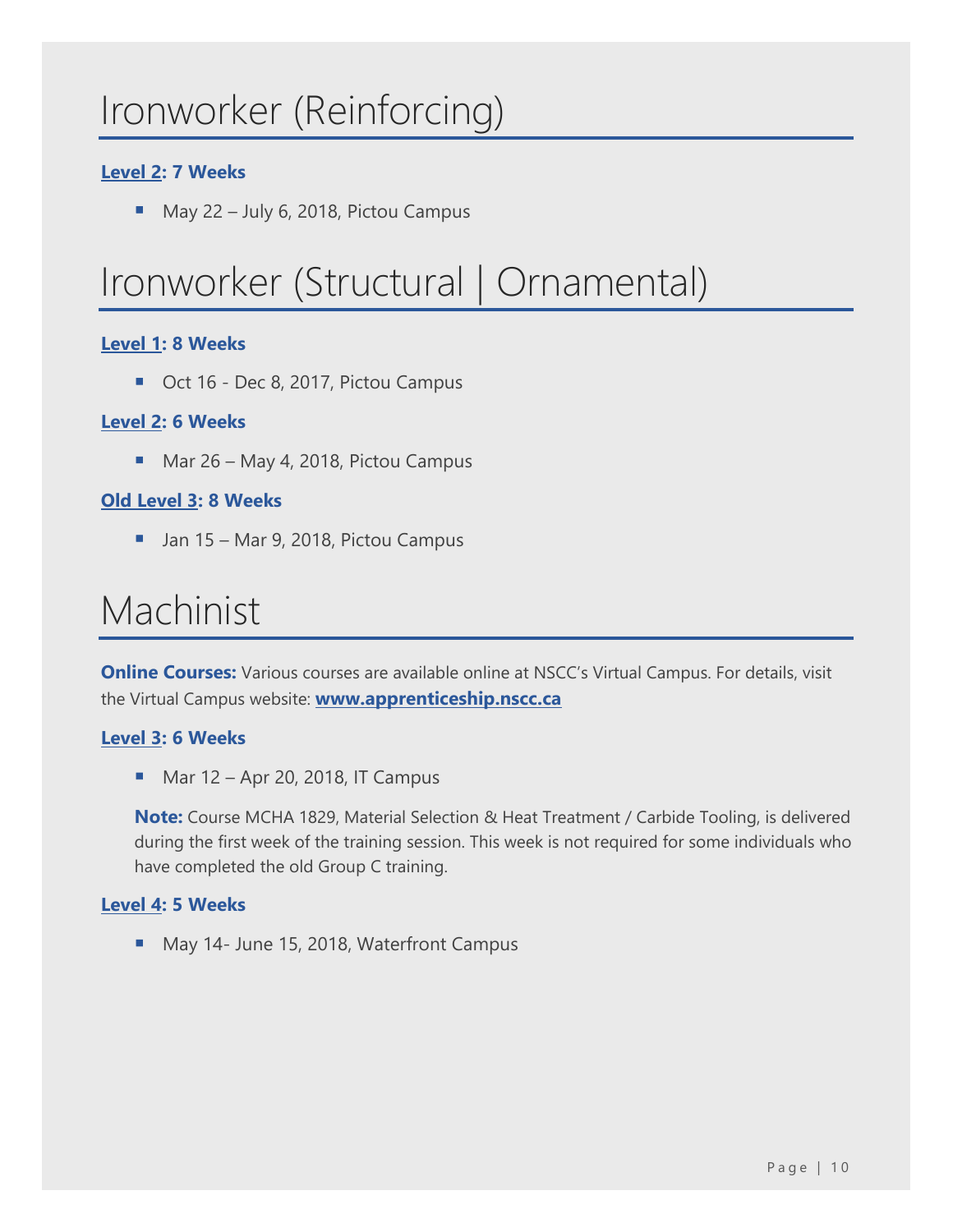# Ironworker (Reinforcing)

**Level 2: 7 Weeks**

- May 22 – July 6, 2018, Pictou Campus

# Ironworker (Structural | Ornamental)

**Level 1: 8 Weeks**

- Oct 16 - Dec 8, 2017, Pictou Campus

**Level 2: 6 Weeks**

- Mar 26 – May 4, 2018, Pictou Campus

**Old Level 3: 8 Weeks**

- Jan 15 – Mar 9, 2018, Pictou Campus

# Machinist

**Online Courses:** Various courses are available online at NSCC's Virtual Campus. For details, visit the Virtual Campus website: **www.apprenticeship.nscc.ca**

**Level 3: 6 Weeks**

- Mar 12 – Apr 20, 2018, IT Campus

  **Note:** Course MCHA 1829, Material Selection & Heat Treatment / Carbide Tooling, is delivered during the first week of the training session. This week is not required for some individuals who have completed the old Group C training.

**Level 4: 5 Weeks**

- May 14- June 15, 2018, Waterfront Campus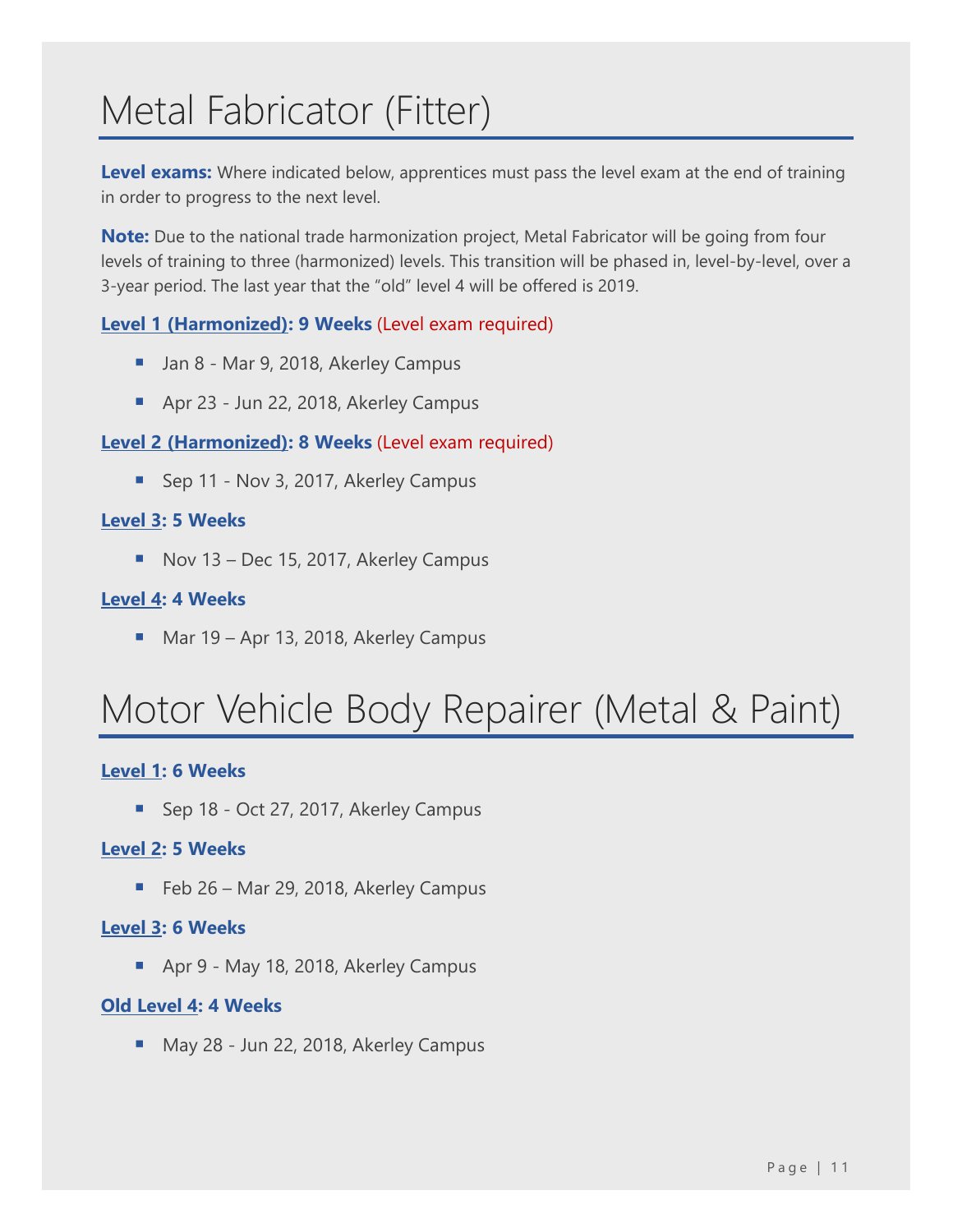# Metal Fabricator (Fitter)

**Level exams:** Where indicated below, apprentices must pass the level exam at the end of training in order to progress to the next level.

**Note:** Due to the national trade harmonization project, Metal Fabricator will be going from four levels of training to three (harmonized) levels. This transition will be phased in, level-by-level, over a 3-year period. The last year that the "old" level 4 will be offered is 2019.

**Level 1 (Harmonized): 9 Weeks** (Level exam required)

- Jan 8 - Mar 9, 2018, Akerley Campus
- Apr 23 - Jun 22, 2018, Akerley Campus

**Level 2 (Harmonized): 8 Weeks** (Level exam required)

- Sep 11 - Nov 3, 2017, Akerley Campus

**Level 3: 5 Weeks**

- Nov 13 – Dec 15, 2017, Akerley Campus

**Level 4: 4 Weeks**

- Mar 19 – Apr 13, 2018, Akerley Campus

# Motor Vehicle Body Repairer (Metal & Paint)

**Level 1: 6 Weeks**

- Sep 18 - Oct 27, 2017, Akerley Campus

**Level 2: 5 Weeks**

- Feb 26 – Mar 29, 2018, Akerley Campus

**Level 3: 6 Weeks**

- Apr 9 - May 18, 2018, Akerley Campus

**Old Level 4: 4 Weeks**

- May 28 - Jun 22, 2018, Akerley Campus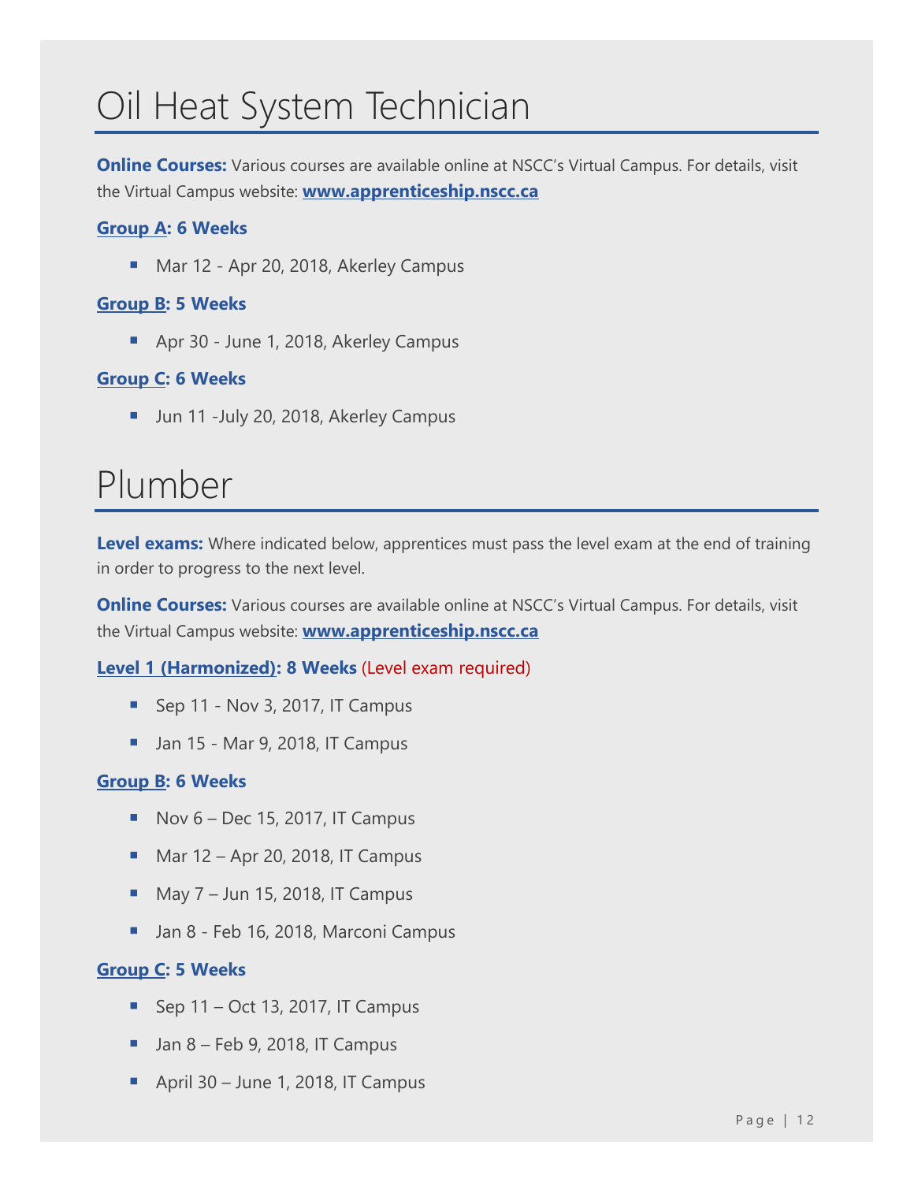# Oil Heat System Technician

**Online Courses:** Various courses are available online at NSCC's Virtual Campus. For details, visit the Virtual Campus website: **www.apprenticeship.nscc.ca**

**Group A: 6 Weeks**

- Mar 12 - Apr 20, 2018, Akerley Campus

**Group B: 5 Weeks**

- Apr 30 - June 1, 2018, Akerley Campus

**Group C: 6 Weeks**

- Jun 11 -July 20, 2018, Akerley Campus

# Plumber

**Level exams:** Where indicated below, apprentices must pass the level exam at the end of training in order to progress to the next level.

**Online Courses:** Various courses are available online at NSCC's Virtual Campus. For details, visit the Virtual Campus website: **www.apprenticeship.nscc.ca**

**Level 1 (Harmonized): 8 Weeks** (Level exam required)

- Sep 11 - Nov 3, 2017, IT Campus
- Jan 15 - Mar 9, 2018, IT Campus

**Group B: 6 Weeks**

- Nov 6 – Dec 15, 2017, IT Campus
- Mar 12 – Apr 20, 2018, IT Campus
- May 7 – Jun 15, 2018, IT Campus
- Jan 8 - Feb 16, 2018, Marconi Campus

**Group C: 5 Weeks**

- Sep 11 – Oct 13, 2017, IT Campus
- Jan 8 – Feb 9, 2018, IT Campus
- April 30 – June 1, 2018, IT Campus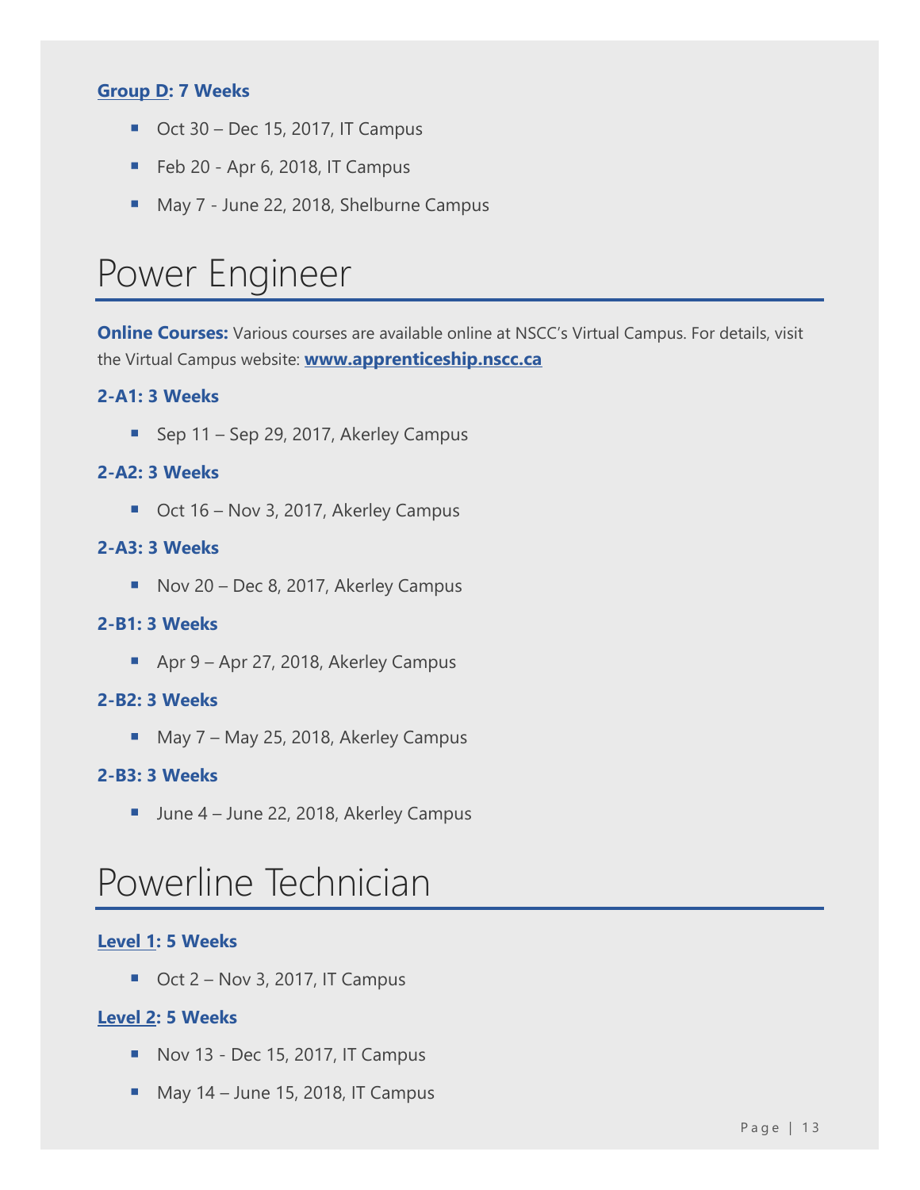### Group D: 7 Weeks

- Oct 30 – Dec 15, 2017, IT Campus
- Feb 20 - Apr 6, 2018, IT Campus
- May 7 - June 22, 2018, Shelburne Campus

# Power Engineer

**Online Courses:** Various courses are available online at NSCC's Virtual Campus. For details, visit the Virtual Campus website: **www.apprenticeship.nscc.ca**

### 2-A1: 3 Weeks

- Sep 11 – Sep 29, 2017, Akerley Campus

### 2-A2: 3 Weeks

- Oct 16 – Nov 3, 2017, Akerley Campus

### 2-A3: 3 Weeks

- Nov 20 – Dec 8, 2017, Akerley Campus

### 2-B1: 3 Weeks

- Apr 9 – Apr 27, 2018, Akerley Campus

### 2-B2: 3 Weeks

- May 7 – May 25, 2018, Akerley Campus

### 2-B3: 3 Weeks

- June 4 – June 22, 2018, Akerley Campus

# Powerline Technician

### Level 1: 5 Weeks

- Oct 2 – Nov 3, 2017, IT Campus

### Level 2: 5 Weeks

- Nov 13 - Dec 15, 2017, IT Campus
- May 14 – June 15, 2018, IT Campus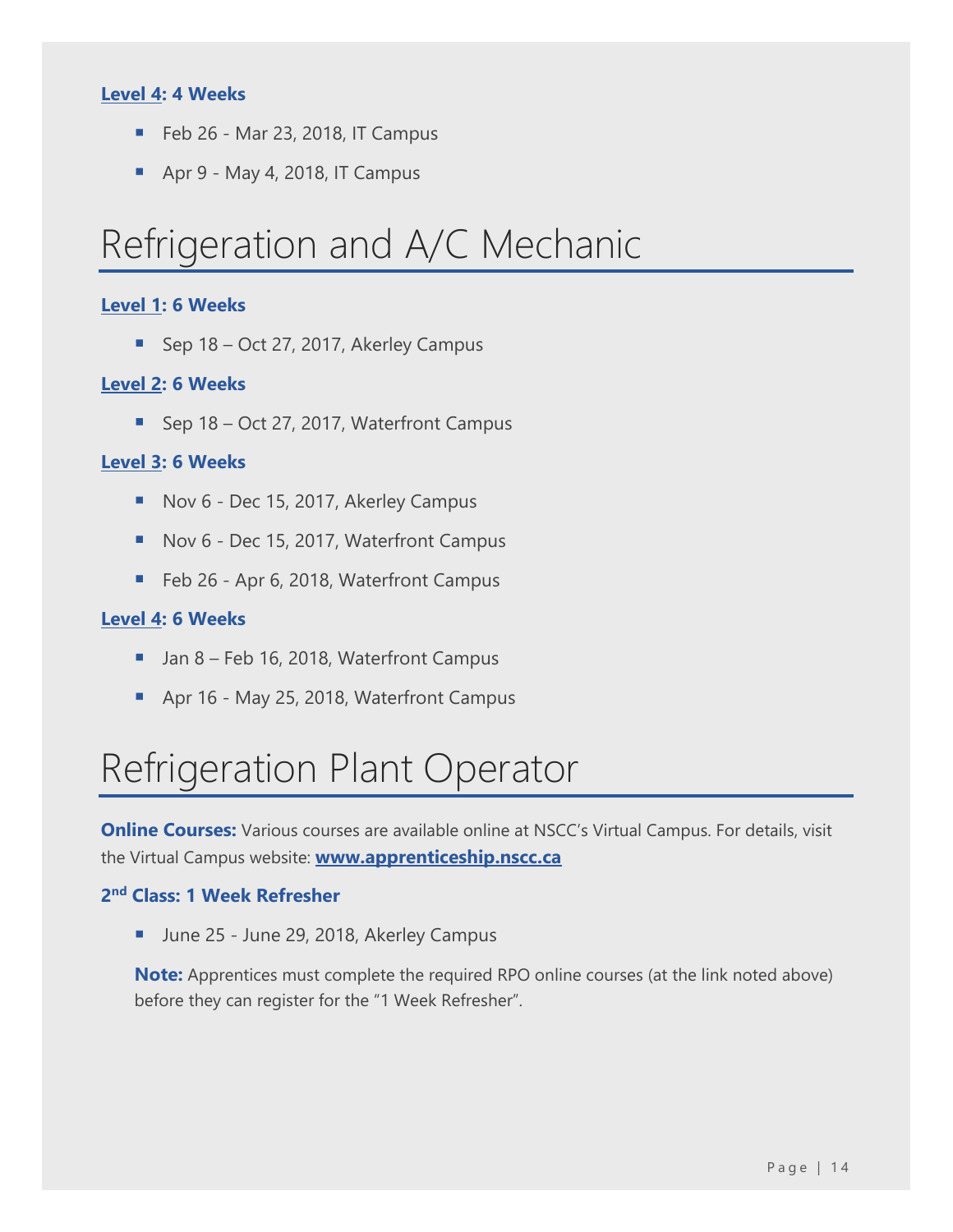**Level 4: 4 Weeks**

- Feb 26 - Mar 23, 2018, IT Campus
- Apr 9 - May 4, 2018, IT Campus

# Refrigeration and A/C Mechanic

**Level 1: 6 Weeks**

- Sep 18 – Oct 27, 2017, Akerley Campus

**Level 2: 6 Weeks**

- Sep 18 – Oct 27, 2017, Waterfront Campus

**Level 3: 6 Weeks**

- Nov 6 - Dec 15, 2017, Akerley Campus
- Nov 6 - Dec 15, 2017, Waterfront Campus
- Feb 26 - Apr 6, 2018, Waterfront Campus

**Level 4: 6 Weeks**

- Jan 8 – Feb 16, 2018, Waterfront Campus
- Apr 16 - May 25, 2018, Waterfront Campus

# Refrigeration Plant Operator

**Online Courses:** Various courses are available online at NSCC's Virtual Campus. For details, visit the Virtual Campus website: **www.apprenticeship.nscc.ca**

**2nd Class: 1 Week Refresher**

- June 25 - June 29, 2018, Akerley Campus

**Note:** Apprentices must complete the required RPO online courses (at the link noted above) before they can register for the "1 Week Refresher".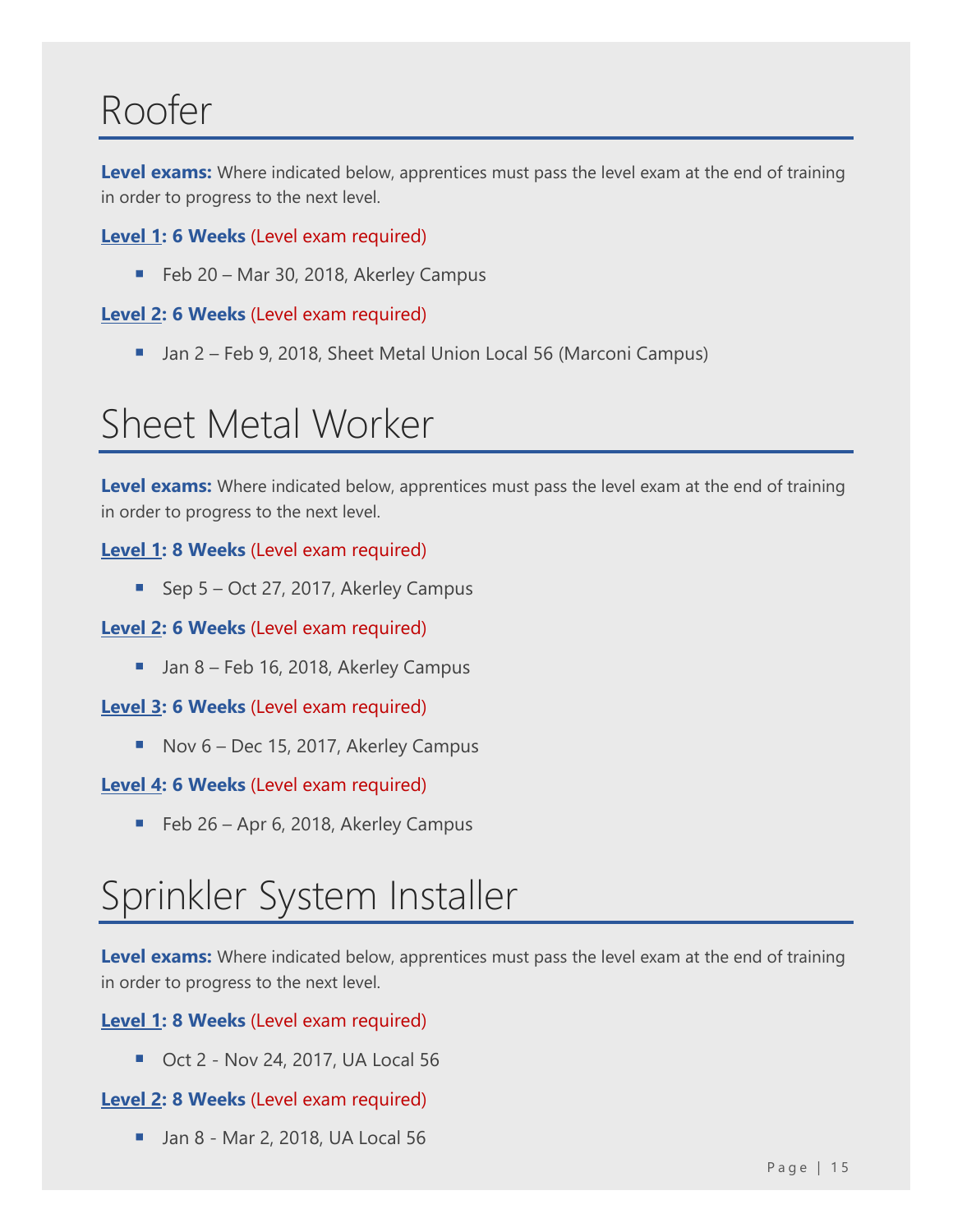# Roofer

**Level exams:** Where indicated below, apprentices must pass the level exam at the end of training in order to progress to the next level.

**Level 1: 6 Weeks** (Level exam required)

- Feb 20 – Mar 30, 2018, Akerley Campus

**Level 2: 6 Weeks** (Level exam required)

- Jan 2 – Feb 9, 2018, Sheet Metal Union Local 56 (Marconi Campus)

# Sheet Metal Worker

**Level exams:** Where indicated below, apprentices must pass the level exam at the end of training in order to progress to the next level.

**Level 1: 8 Weeks** (Level exam required)

- Sep 5 – Oct 27, 2017, Akerley Campus

**Level 2: 6 Weeks** (Level exam required)

- Jan 8 – Feb 16, 2018, Akerley Campus

**Level 3: 6 Weeks** (Level exam required)

- Nov 6 – Dec 15, 2017, Akerley Campus

**Level 4: 6 Weeks** (Level exam required)

- Feb 26 – Apr 6, 2018, Akerley Campus

# Sprinkler System Installer

**Level exams:** Where indicated below, apprentices must pass the level exam at the end of training in order to progress to the next level.

**Level 1: 8 Weeks** (Level exam required)

- Oct 2 - Nov 24, 2017, UA Local 56

**Level 2: 8 Weeks** (Level exam required)

- Jan 8 - Mar 2, 2018, UA Local 56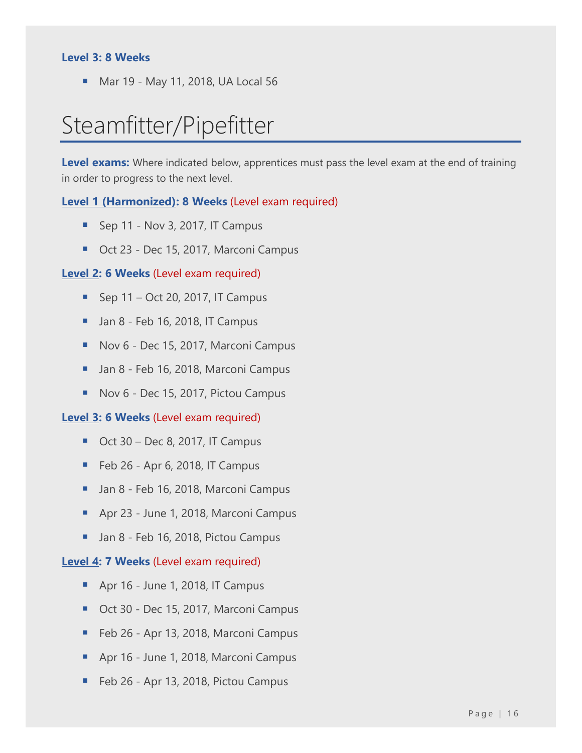**Level 3: 8 Weeks**

- Mar 19 - May 11, 2018, UA Local 56

# Steamfitter/Pipefitter

**Level exams:** Where indicated below, apprentices must pass the level exam at the end of training in order to progress to the next level.

**Level 1 (Harmonized): 8 Weeks** (Level exam required)

- Sep 11 - Nov 3, 2017, IT Campus
- Oct 23 - Dec 15, 2017, Marconi Campus

**Level 2: 6 Weeks** (Level exam required)

- Sep 11 – Oct 20, 2017, IT Campus
- Jan 8 - Feb 16, 2018, IT Campus
- Nov 6 - Dec 15, 2017, Marconi Campus
- Jan 8 - Feb 16, 2018, Marconi Campus
- Nov 6 - Dec 15, 2017, Pictou Campus

**Level 3: 6 Weeks** (Level exam required)

- Oct 30 – Dec 8, 2017, IT Campus
- Feb 26 - Apr 6, 2018, IT Campus
- Jan 8 - Feb 16, 2018, Marconi Campus
- Apr 23 - June 1, 2018, Marconi Campus
- Jan 8 - Feb 16, 2018, Pictou Campus

**Level 4: 7 Weeks** (Level exam required)

- Apr 16 - June 1, 2018, IT Campus
- Oct 30 - Dec 15, 2017, Marconi Campus
- Feb 26 - Apr 13, 2018, Marconi Campus
- Apr 16 - June 1, 2018, Marconi Campus
- Feb 26 - Apr 13, 2018, Pictou Campus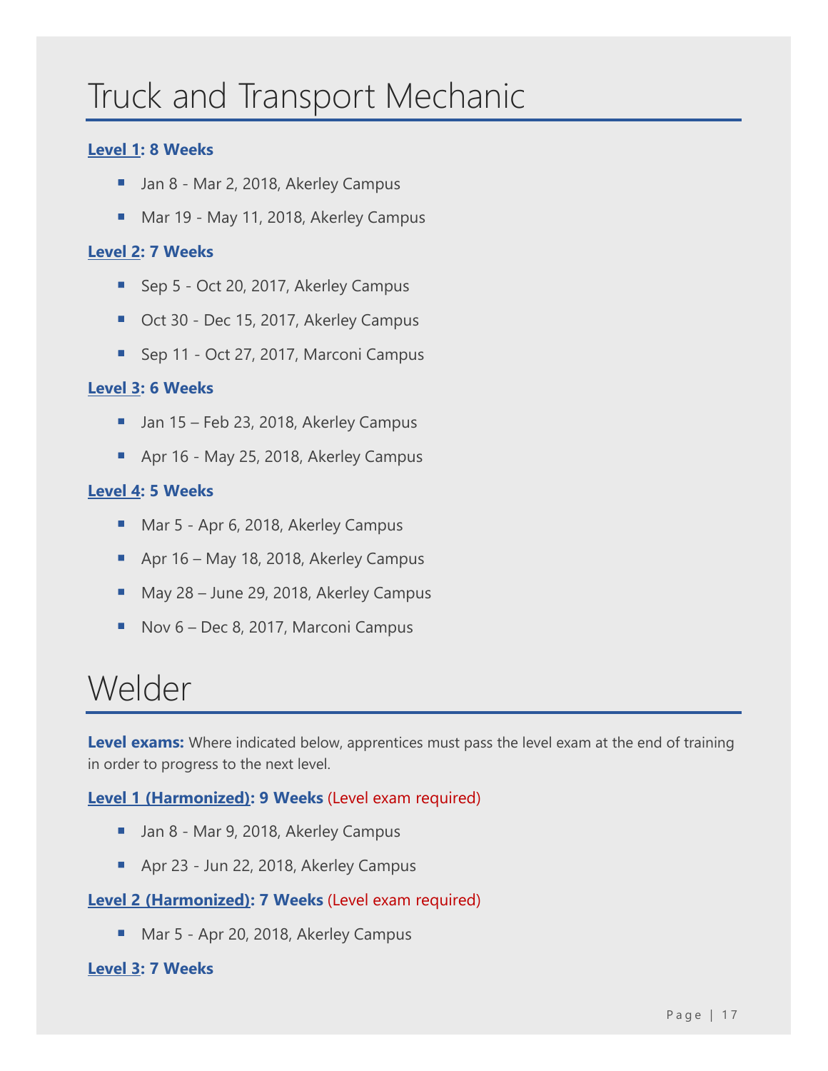# Truck and Transport Mechanic

**Level 1: 8 Weeks**

- Jan 8 - Mar 2, 2018, Akerley Campus
- Mar 19 - May 11, 2018, Akerley Campus

**Level 2: 7 Weeks**

- Sep 5 - Oct 20, 2017, Akerley Campus
- Oct 30 - Dec 15, 2017, Akerley Campus
- Sep 11 - Oct 27, 2017, Marconi Campus

**Level 3: 6 Weeks**

- Jan 15 – Feb 23, 2018, Akerley Campus
- Apr 16 - May 25, 2018, Akerley Campus

**Level 4: 5 Weeks**

- Mar 5 - Apr 6, 2018, Akerley Campus
- Apr 16 – May 18, 2018, Akerley Campus
- May 28 – June 29, 2018, Akerley Campus
- Nov 6 – Dec 8, 2017, Marconi Campus

# Welder

**Level exams:** Where indicated below, apprentices must pass the level exam at the end of training in order to progress to the next level.

**Level 1 (Harmonized): 9 Weeks** (Level exam required)

- Jan 8 - Mar 9, 2018, Akerley Campus
- Apr 23 - Jun 22, 2018, Akerley Campus

**Level 2 (Harmonized): 7 Weeks** (Level exam required)

- Mar 5 - Apr 20, 2018, Akerley Campus

**Level 3: 7 Weeks**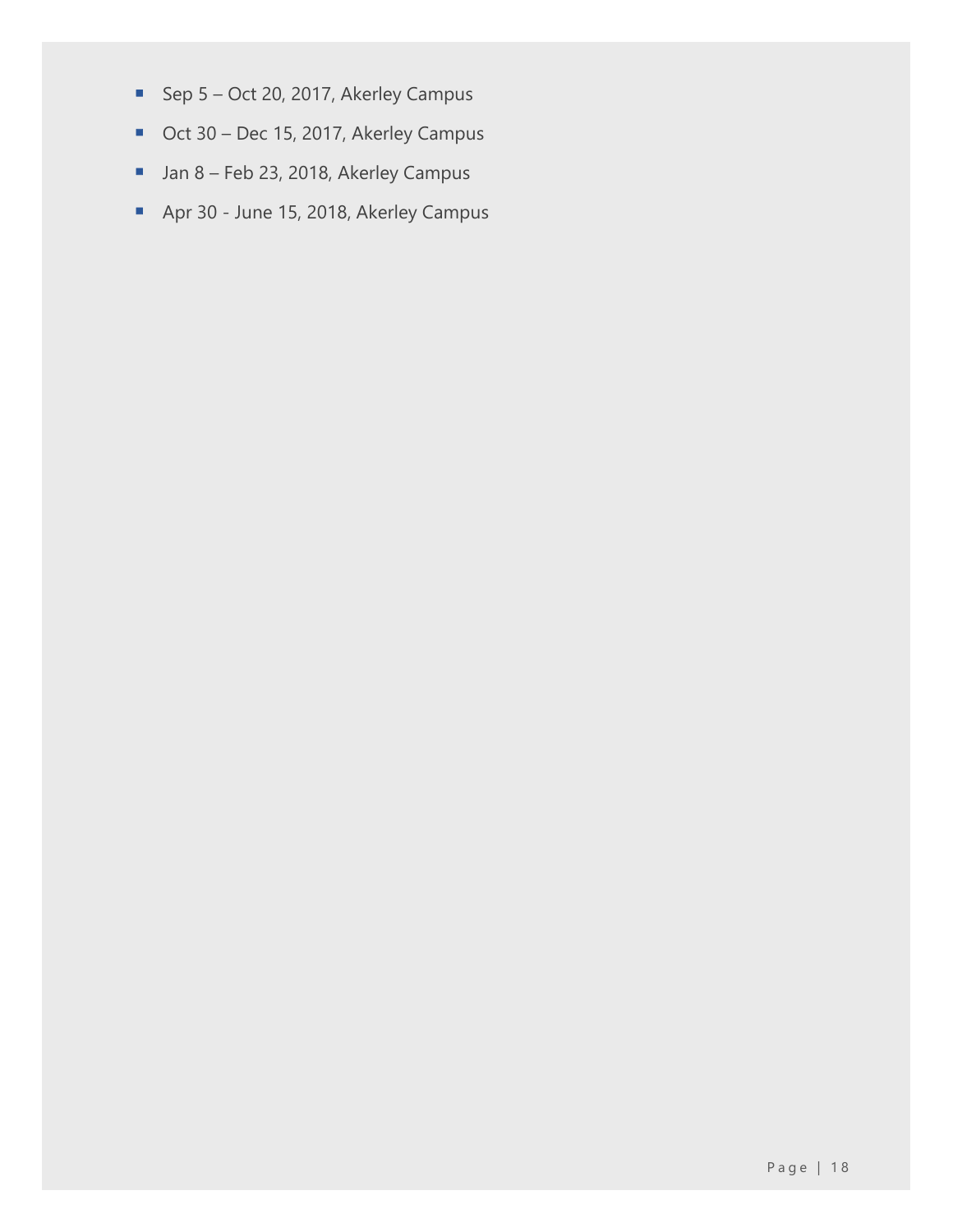- Sep 5 – Oct 20, 2017, Akerley Campus
- Oct 30 – Dec 15, 2017, Akerley Campus
- Jan 8 – Feb 23, 2018, Akerley Campus
- Apr 30 - June 15, 2018, Akerley Campus